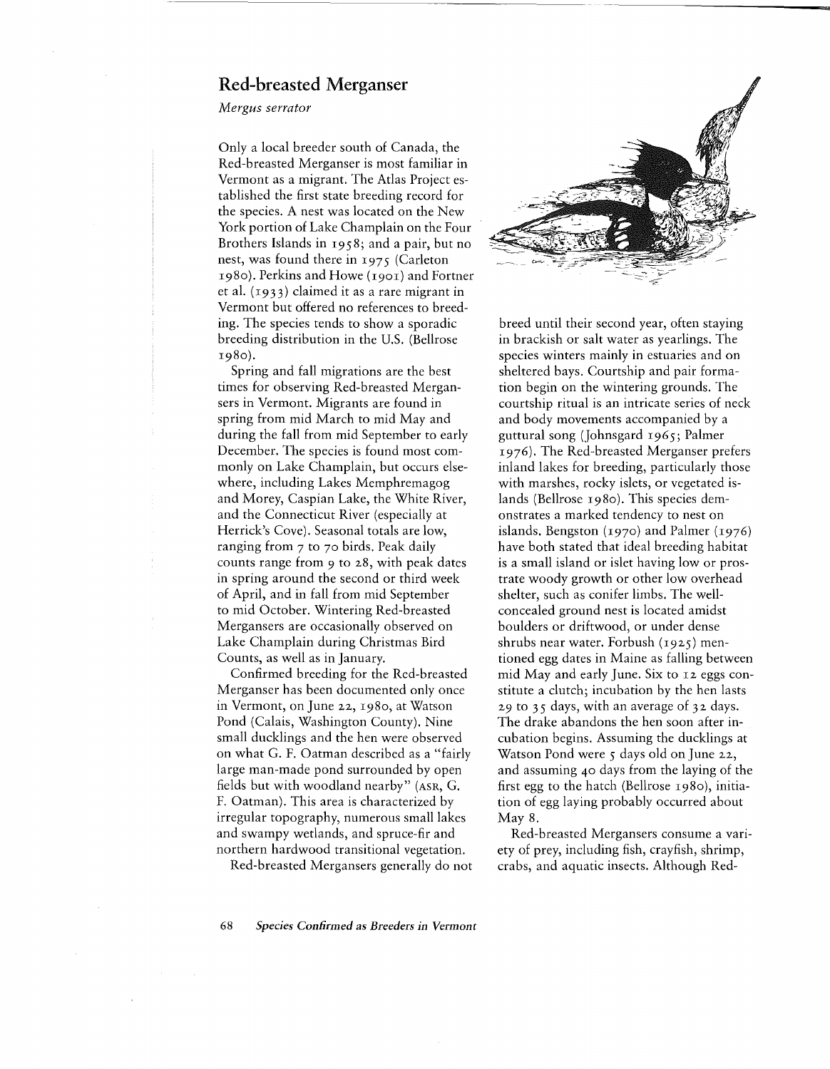## Red-breasted Merganser

*Mergus serrator*

Only a local breeder south of Canada, the Red-breasted Merganser is most familiar in Vermont as a migrant. The Atlas Project established the first state breeding record for the species. A nest was located on the New York portion of Lake Champlain on the Four Brothers Islands in 1958; and a pair, but no nest, was found there in 1975 (Carleton 1980). Perkins and Howe (1901) and Fortner et al. (1933) claimed it as a rare migrant in Vermont but offered no references to breeding. The species tends to show a sporadic breeding distribution in the U.S. (Bellrose 1980).

Spring and fall migrations are the best times for observing Red-breasted Mergansers in Vermont. Migrants are found in spring from mid March to mid May and during the fall from mid September to early December. The species is found most commonly on Lake Champlain, but occurs elsewhere, including Lakes Memphremagog and Morey, Caspian Lake, the White River, and the Connecticut River (especially at Herrick's Cove). Seasonal totals are low, ranging from 7 to 70 birds. Peak daily counts range from 9 to 28, with peak dates in spring around the second or third week of April, and in fall from mid September to mid October. Wintering Red-breasted Mergansers are occasionally observed on Lake Champlain during Christmas Bird Counts, as well as in January.

Confirmed breeding for the Red-breasted Merganser has been documented only once in Vermont, on June 22, 1980, at Watson Pond (Calais, Washington County). Nine small ducklings and the hen were observed on what G. F. Oatman described as a "fairly large man-made pond surrounded by open fields but with woodland nearby" (ASR, G. F. Oatman). This area is characterized by irregular topography, numerous small lakes and swampy wetlands, and spruce-fir and northern hardwood transitional vegetation.

Red-breasted Mergansers generally do not breed until their second year, often staying in brackish or salt water as yearlings. The species winters mainly in estuaries and on sheltered bays. Courtship and pair formation begin on the wintering grounds. The courtship ritual is an intricate series of neck and body movements accompanied by a guttural song (Johnsgard 1965; Palmer 1976). The Red-breasted Merganser prefers inland lakes for breeding, particularly those with marshes, rocky islets, or vegetated islands (Bellrose 1980). This species demonstrates a marked tendency to nest on islands. Bengston (1970) and Palmer (1976) have both stated that ideal breeding habitat is a small island or islet having low or prostrate woody growth or other low overhead shelter, such as conifer limbs. The well-concealed ground nest is located amidst boulders or driftwood, or under dense shrubs near water. Forbush (1925) mentioned egg dates in Maine as falling between mid May and early June. Six to 12 eggs constitute a clutch; incubation by the hen lasts 29 to 35 days, with an average of 32 days. The drake abandons the hen soon after incubation begins. Assuming the ducklings at Watson Pond were 5 days old on June 22, and assuming 40 days from the laying of the first egg to the hatch (Bellrose 1980), initiation of egg laying probably occurred about May 8.

Red-breasted Mergansers consume a variety of prey, including fish, crayfish, shrimp, crabs, and aquatic insects. Although Red-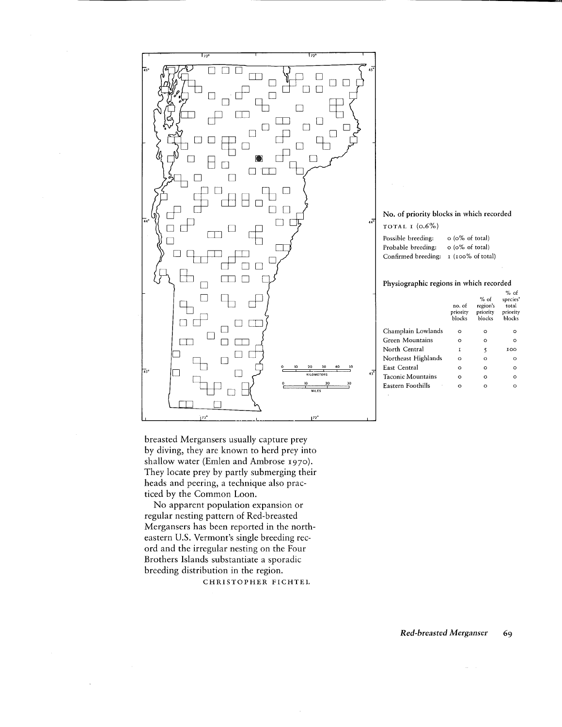73° 72°

45° 45°

44° 44°

43° 43°

0 10 20 30 40 50
KILOMETERS

0 10 20 30
MILES

73° 72°

**No. of priority blocks in which recorded**

TOTAL 1 (0.6%)

Possible breeding: 0 (0% of total)
Probable breeding: 0 (0% of total)
Confirmed breeding: 1 (100% of total)

**Physiographic regions in which recorded**

| | no. of priority blocks | % of region's priority blocks | % of species' total priority blocks |
|---|---|---|---|
| Champlain Lowlands | 0 | 0 | 0 |
| Green Mountains | 0 | 0 | 0 |
| North Central | 1 | 5 | 100 |
| Northeast Highlands | 0 | 0 | 0 |
| East Central | 0 | 0 | 0 |
| Taconic Mountains | 0 | 0 | 0 |
| Eastern Foothills | 0 | 0 | 0 |

breasted Mergansers usually capture prey by diving, they are known to herd prey into shallow water (Emlen and Ambrose 1970). They locate prey by partly submerging their heads and peering, a technique also practiced by the Common Loon.

No apparent population expansion or regular nesting pattern of Red-breasted Mergansers has been reported in the northeastern U.S. Vermont's single breeding record and the irregular nesting on the Four Brothers Islands substantiate a sporadic breeding distribution in the region.

CHRISTOPHER FICHTEL